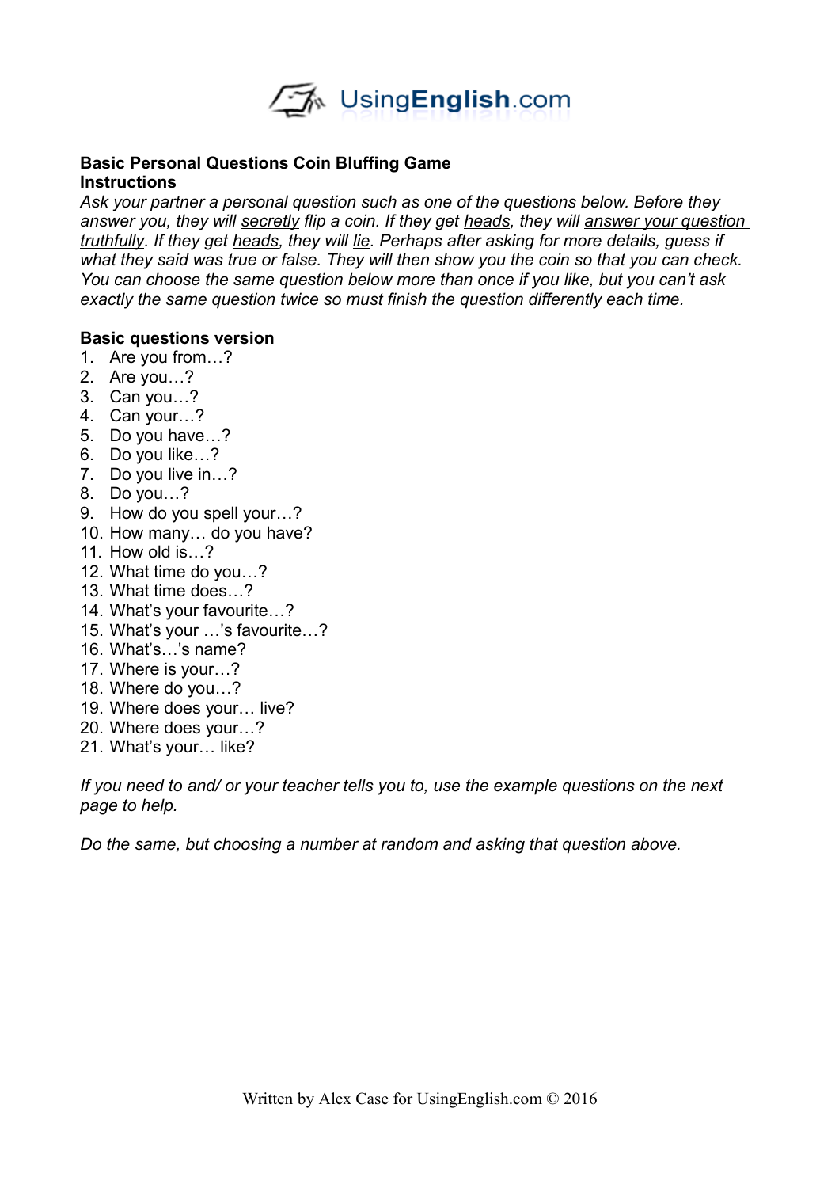**Basic Personal Questions Coin Bluffing Game**

**Instructions**

*Ask your partner a personal question such as one of the questions below. Before they answer you, they will secretly flip a coin. If they get heads, they will answer your question truthfully. If they get heads, they will lie. Perhaps after asking for more details, guess if what they said was true or false. They will then show you the coin so that you can check. You can choose the same question below more than once if you like, but you can't ask exactly the same question twice so must finish the question differently each time.*

**Basic questions version**

1. Are you from…?
2. Are you…?
3. Can you…?
4. Can your…?
5. Do you have…?
6. Do you like…?
7. Do you live in…?
8. Do you…?
9. How do you spell your…?
10. How many… do you have?
11. How old is…?
12. What time do you…?
13. What time does…?
14. What's your favourite…?
15. What's your …'s favourite…?
16. What's…'s name?
17. Where is your…?
18. Where do you…?
19. Where does your… live?
20. Where does your…?
21. What's your… like?

*If you need to and/ or your teacher tells you to, use the example questions on the next page to help.*

*Do the same, but choosing a number at random and asking that question above.*

Written by Alex Case for UsingEnglish.com © 2016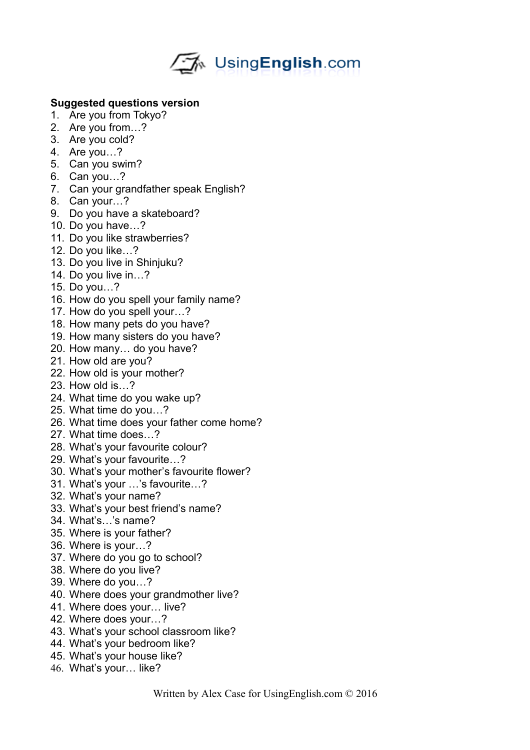**Suggested questions version**

1. Are you from Tokyo?
2. Are you from…?
3. Are you cold?
4. Are you…?
5. Can you swim?
6. Can you…?
7. Can your grandfather speak English?
8. Can your…?
9. Do you have a skateboard?
10. Do you have…?
11. Do you like strawberries?
12. Do you like…?
13. Do you live in Shinjuku?
14. Do you live in…?
15. Do you…?
16. How do you spell your family name?
17. How do you spell your…?
18. How many pets do you have?
19. How many sisters do you have?
20. How many… do you have?
21. How old are you?
22. How old is your mother?
23. How old is…?
24. What time do you wake up?
25. What time do you…?
26. What time does your father come home?
27. What time does…?
28. What's your favourite colour?
29. What's your favourite…?
30. What's your mother's favourite flower?
31. What's your …'s favourite…?
32. What's your name?
33. What's your best friend's name?
34. What's…'s name?
35. Where is your father?
36. Where is your…?
37. Where do you go to school?
38. Where do you live?
39. Where do you…?
40. Where does your grandmother live?
41. Where does your… live?
42. Where does your…?
43. What's your school classroom like?
44. What's your bedroom like?
45. What's your house like?
46. What's your… like?

Written by Alex Case for UsingEnglish.com © 2016